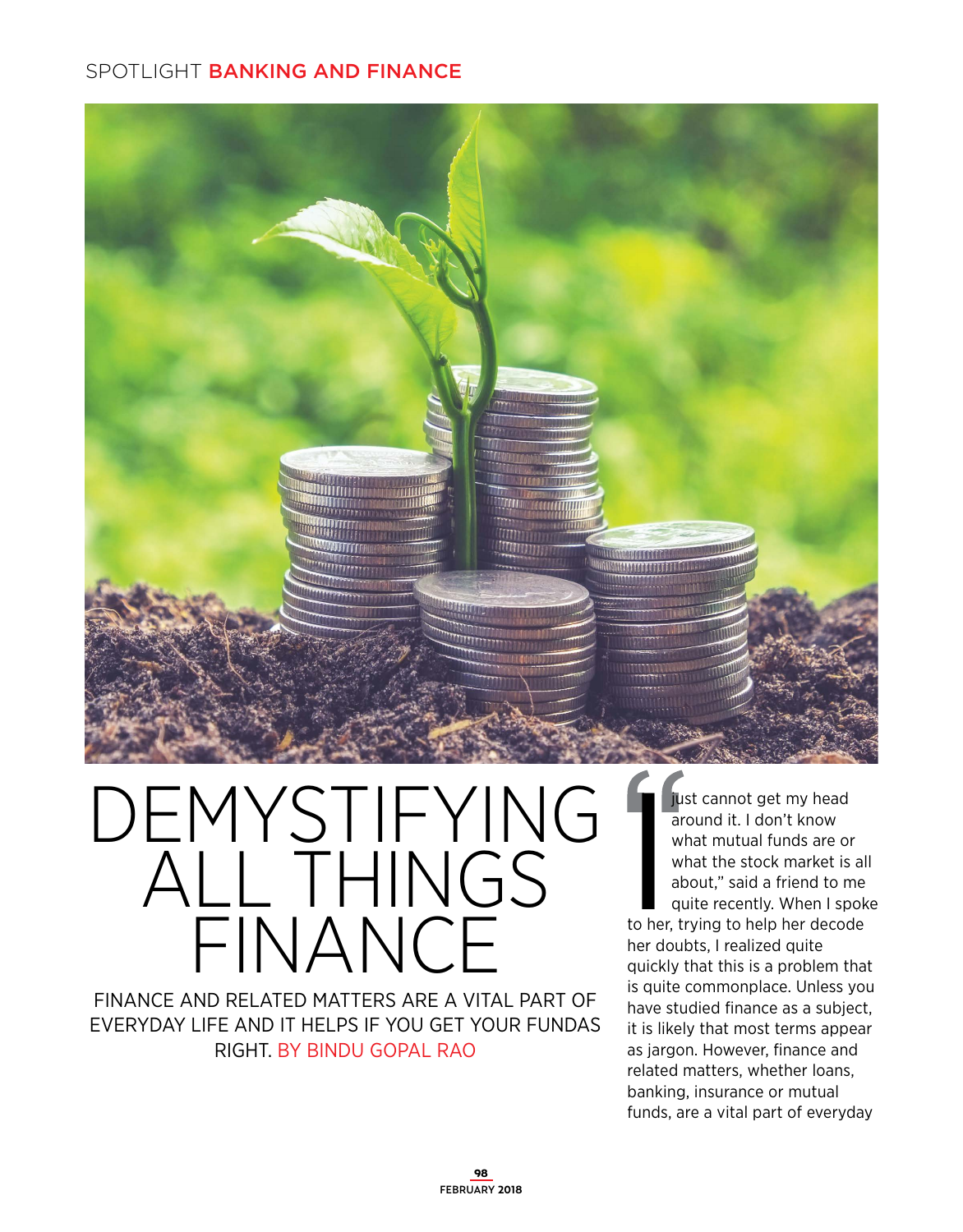SPOTLIGHT **BANKING AND FINANCE**

# DEMYSTIFYING ALL THINGS FINANCE

FINANCE AND RELATED MATTERS ARE A VITAL PART OF EVERYDAY LIFE AND IT HELPS IF YOU GET YOUR FUNDAS RIGHT. BY BINDU GOPAL RAO

"I just cannot get my head around it. I don't know what mutual funds are or what the stock market is all about," said a friend to me quite recently. When I spoke to her, trying to help her decode her doubts, I realized quite quickly that this is a problem that is quite commonplace. Unless you have studied finance as a subject, it is likely that most terms appear as jargon. However, finance and related matters, whether loans, banking, insurance or mutual funds, are a vital part of everyday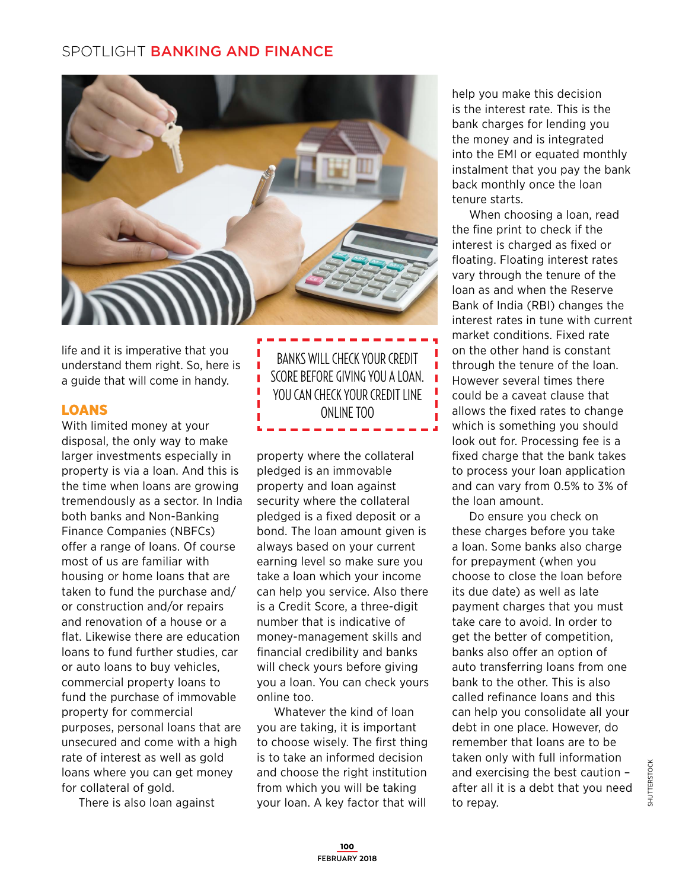life and it is imperative that you understand them right. So, here is a guide that will come in handy.

## LOANS

With limited money at your disposal, the only way to make larger investments especially in property is via a loan. And this is the time when loans are growing tremendously as a sector. In India both banks and Non-Banking Finance Companies (NBFCs) offer a range of loans. Of course most of us are familiar with housing or home loans that are taken to fund the purchase and/or construction and/or repairs and renovation of a house or a flat. Likewise there are education loans to fund further studies, car or auto loans to buy vehicles, commercial property loans to fund the purchase of immovable property for commercial purposes, personal loans that are unsecured and come with a high rate of interest as well as gold loans where you can get money for collateral of gold.

There is also loan against property where the collateral pledged is an immovable property and loan against security where the collateral pledged is a fixed deposit or a bond. The loan amount given is always based on your current earning level so make sure you take a loan which your income can help you service. Also there is a Credit Score, a three-digit number that is indicative of money-management skills and financial credibility and banks will check yours before giving you a loan. You can check yours online too.

> BANKS WILL CHECK YOUR CREDIT SCORE BEFORE GIVING YOU A LOAN. YOU CAN CHECK YOUR CREDIT LINE ONLINE TOO

Whatever the kind of loan you are taking, it is important to choose wisely. The first thing is to take an informed decision and choose the right institution from which you will be taking your loan. A key factor that will help you make this decision is the interest rate. This is the bank charges for lending you the money and is integrated into the EMI or equated monthly instalment that you pay the bank back monthly once the loan tenure starts.

When choosing a loan, read the fine print to check if the interest is charged as fixed or floating. Floating interest rates vary through the tenure of the loan as and when the Reserve Bank of India (RBI) changes the interest rates in tune with current market conditions. Fixed rate on the other hand is constant through the tenure of the loan. However several times there could be a caveat clause that allows the fixed rates to change which is something you should look out for. Processing fee is a fixed charge that the bank takes to process your loan application and can vary from 0.5% to 3% of the loan amount.

Do ensure you check on these charges before you take a loan. Some banks also charge for prepayment (when you choose to close the loan before its due date) as well as late payment charges that you must take care to avoid. In order to get the better of competition, banks also offer an option of auto transferring loans from one bank to the other. This is also called refinance loans and this can help you consolidate all your debt in one place. However, do remember that loans are to be taken only with full information and exercising the best caution – after all it is a debt that you need to repay.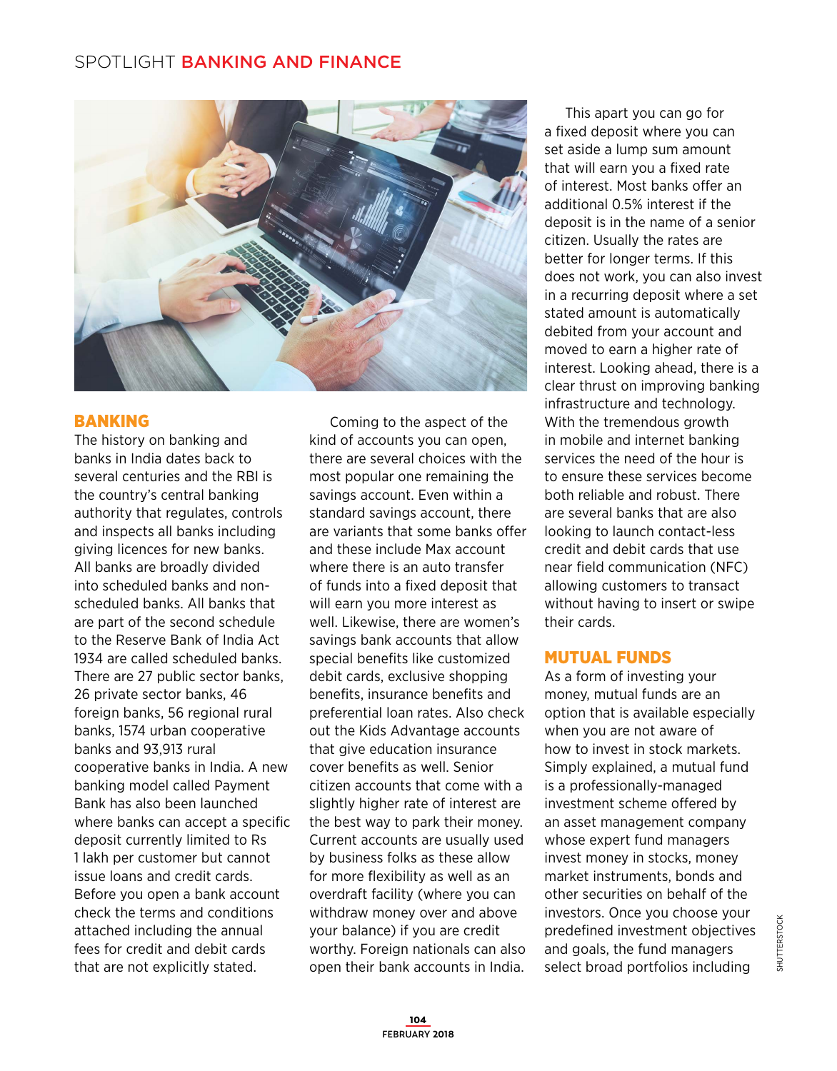## BANKING

The history on banking and banks in India dates back to several centuries and the RBI is the country's central banking authority that regulates, controls and inspects all banks including giving licences for new banks. All banks are broadly divided into scheduled banks and non-scheduled banks. All banks that are part of the second schedule to the Reserve Bank of India Act 1934 are called scheduled banks. There are 27 public sector banks, 26 private sector banks, 46 foreign banks, 56 regional rural banks, 1574 urban cooperative banks and 93,913 rural cooperative banks in India. A new banking model called Payment Bank has also been launched where banks can accept a specific deposit currently limited to Rs 1 lakh per customer but cannot issue loans and credit cards. Before you open a bank account check the terms and conditions attached including the annual fees for credit and debit cards that are not explicitly stated.

Coming to the aspect of the kind of accounts you can open, there are several choices with the most popular one remaining the savings account. Even within a standard savings account, there are variants that some banks offer and these include Max account where there is an auto transfer of funds into a fixed deposit that will earn you more interest as well. Likewise, there are women's savings bank accounts that allow special benefits like customized debit cards, exclusive shopping benefits, insurance benefits and preferential loan rates. Also check out the Kids Advantage accounts that give education insurance cover benefits as well. Senior citizen accounts that come with a slightly higher rate of interest are the best way to park their money. Current accounts are usually used by business folks as these allow for more flexibility as well as an overdraft facility (where you can withdraw money over and above your balance) if you are credit worthy. Foreign nationals can also open their bank accounts in India.

This apart you can go for a fixed deposit where you can set aside a lump sum amount that will earn you a fixed rate of interest. Most banks offer an additional 0.5% interest if the deposit is in the name of a senior citizen. Usually the rates are better for longer terms. If this does not work, you can also invest in a recurring deposit where a set stated amount is automatically debited from your account and moved to earn a higher rate of interest. Looking ahead, there is a clear thrust on improving banking infrastructure and technology. With the tremendous growth in mobile and internet banking services the need of the hour is to ensure these services become both reliable and robust. There are several banks that are also looking to launch contact-less credit and debit cards that use near field communication (NFC) allowing customers to transact without having to insert or swipe their cards.

## MUTUAL FUNDS

As a form of investing your money, mutual funds are an option that is available especially when you are not aware of how to invest in stock markets. Simply explained, a mutual fund is a professionally-managed investment scheme offered by an asset management company whose expert fund managers invest money in stocks, money market instruments, bonds and other securities on behalf of the investors. Once you choose your predefined investment objectives and goals, the fund managers select broad portfolios including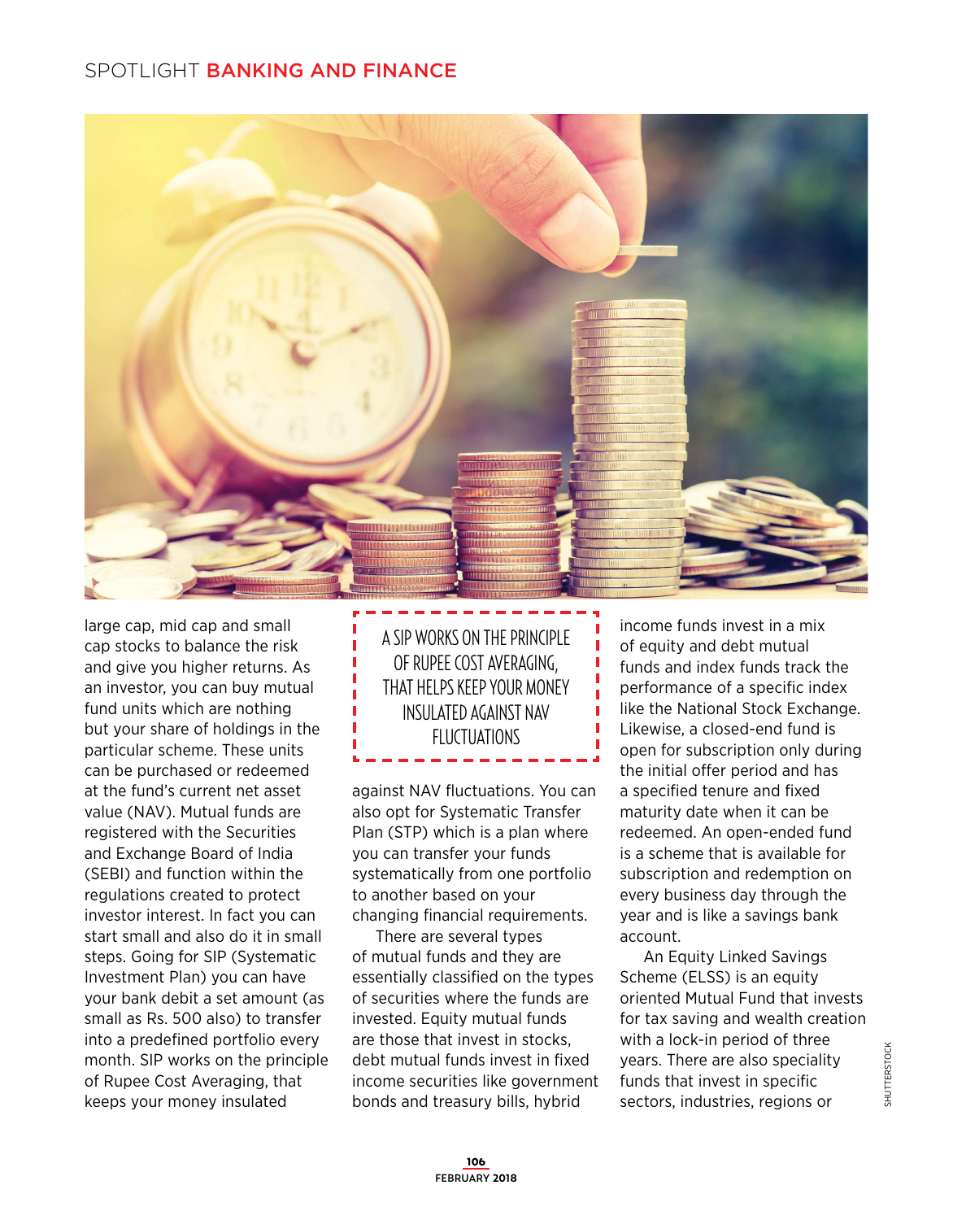large cap, mid cap and small cap stocks to balance the risk and give you higher returns. As an investor, you can buy mutual fund units which are nothing but your share of holdings in the particular scheme. These units can be purchased or redeemed at the fund's current net asset value (NAV). Mutual funds are registered with the Securities and Exchange Board of India (SEBI) and function within the regulations created to protect investor interest. In fact you can start small and also do it in small steps. Going for SIP (Systematic Investment Plan) you can have your bank debit a set amount (as small as Rs. 500 also) to transfer into a predefined portfolio every month. SIP works on the principle of Rupee Cost Averaging, that keeps your money insulated against NAV fluctuations. You can also opt for Systematic Transfer Plan (STP) which is a plan where you can transfer your funds systematically from one portfolio to another based on your changing financial requirements.

> A SIP WORKS ON THE PRINCIPLE OF RUPEE COST AVERAGING, THAT HELPS KEEP YOUR MONEY INSULATED AGAINST NAV FLUCTUATIONS

There are several types of mutual funds and they are essentially classified on the types of securities where the funds are invested. Equity mutual funds are those that invest in stocks, debt mutual funds invest in fixed income securities like government bonds and treasury bills, hybrid income funds invest in a mix of equity and debt mutual funds and index funds track the performance of a specific index like the National Stock Exchange. Likewise, a closed-end fund is open for subscription only during the initial offer period and has a specified tenure and fixed maturity date when it can be redeemed. An open-ended fund is a scheme that is available for subscription and redemption on every business day through the year and is like a savings bank account.

An Equity Linked Savings Scheme (ELSS) is an equity oriented Mutual Fund that invests for tax saving and wealth creation with a lock-in period of three years. There are also speciality funds that invest in specific sectors, industries, regions or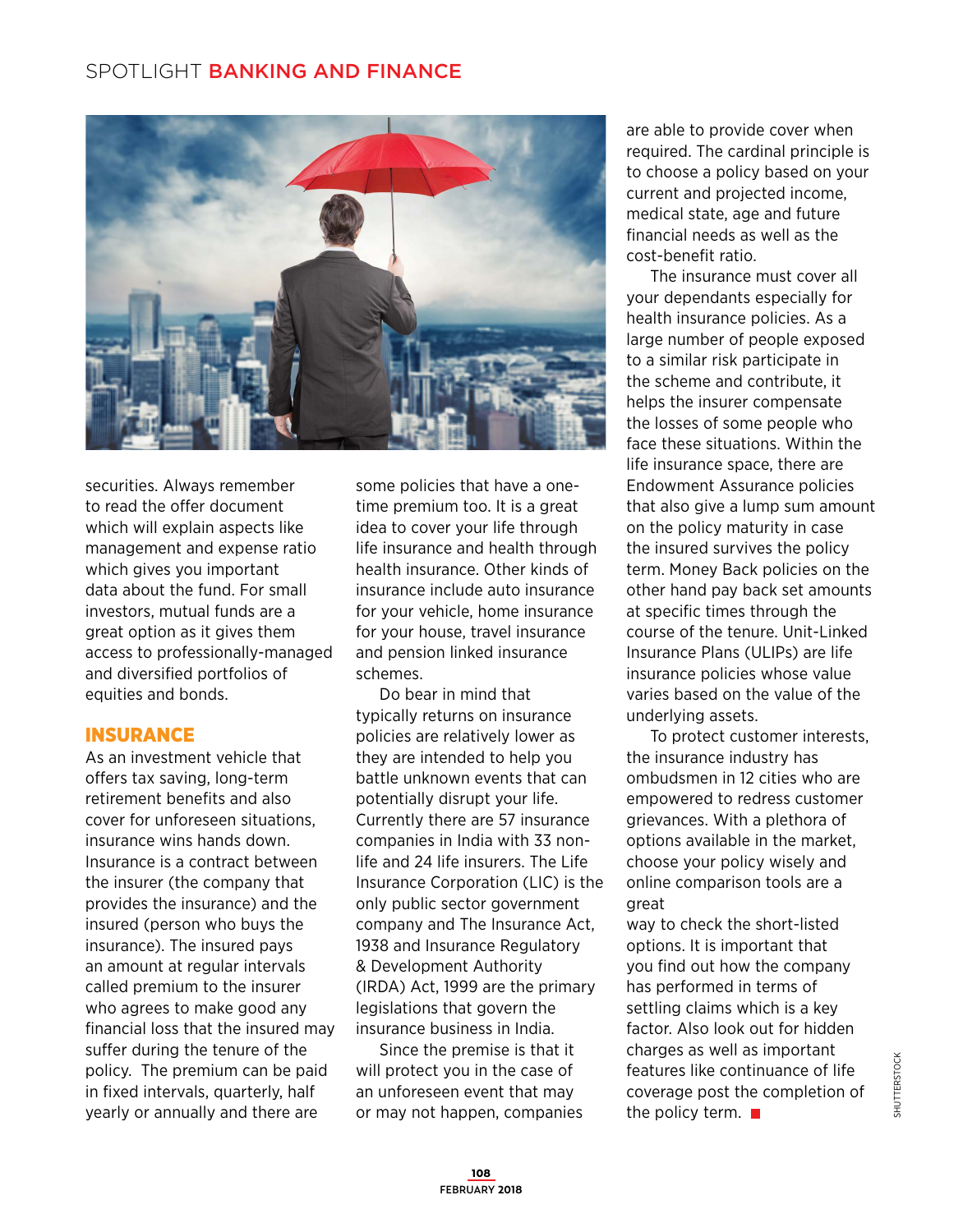securities. Always remember to read the offer document which will explain aspects like management and expense ratio which gives you important data about the fund. For small investors, mutual funds are a great option as it gives them access to professionally-managed and diversified portfolios of equities and bonds.

## INSURANCE

As an investment vehicle that offers tax saving, long-term retirement benefits and also cover for unforeseen situations, insurance wins hands down. Insurance is a contract between the insurer (the company that provides the insurance) and the insured (person who buys the insurance). The insured pays an amount at regular intervals called premium to the insurer who agrees to make good any financial loss that the insured may suffer during the tenure of the policy. The premium can be paid in fixed intervals, quarterly, half yearly or annually and there are some policies that have a one-time premium too. It is a great idea to cover your life through life insurance and health through health insurance. Other kinds of insurance include auto insurance for your vehicle, home insurance for your house, travel insurance and pension linked insurance schemes.

Do bear in mind that typically returns on insurance policies are relatively lower as they are intended to help you battle unknown events that can potentially disrupt your life. Currently there are 57 insurance companies in India with 33 non-life and 24 life insurers. The Life Insurance Corporation (LIC) is the only public sector government company and The Insurance Act, 1938 and Insurance Regulatory & Development Authority (IRDA) Act, 1999 are the primary legislations that govern the insurance business in India.

Since the premise is that it will protect you in the case of an unforeseen event that may or may not happen, companies are able to provide cover when required. The cardinal principle is to choose a policy based on your current and projected income, medical state, age and future financial needs as well as the cost-benefit ratio.

The insurance must cover all your dependants especially for health insurance policies. As a large number of people exposed to a similar risk participate in the scheme and contribute, it helps the insurer compensate the losses of some people who face these situations. Within the life insurance space, there are Endowment Assurance policies that also give a lump sum amount on the policy maturity in case the insured survives the policy term. Money Back policies on the other hand pay back set amounts at specific times through the course of the tenure. Unit-Linked Insurance Plans (ULIPs) are life insurance policies whose value varies based on the value of the underlying assets.

To protect customer interests, the insurance industry has ombudsmen in 12 cities who are empowered to redress customer grievances. With a plethora of options available in the market, choose your policy wisely and online comparison tools are a great way to check the short-listed options. It is important that you find out how the company has performed in terms of settling claims which is a key factor. Also look out for hidden charges as well as important features like continuance of life coverage post the completion of the policy term. ■